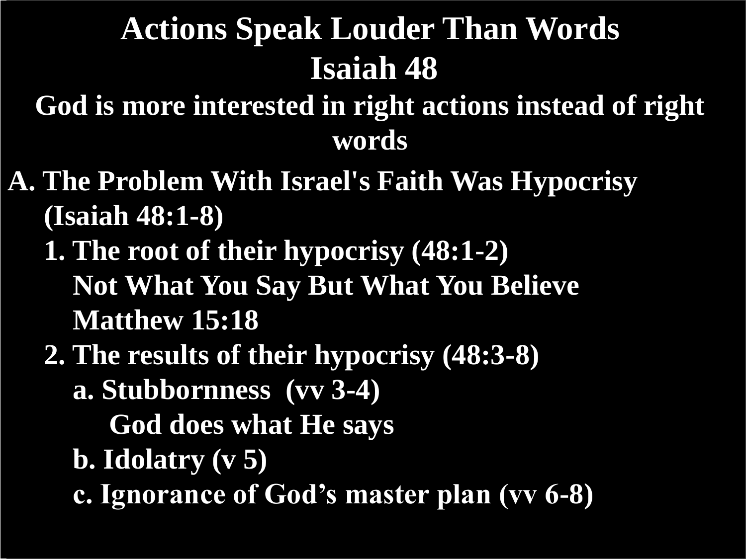# Actions Speak Louder Than Words

## Isaiah 48

### God is more interested in right actions instead of right words

**A. The Problem With Israel's Faith Was Hypocrisy (Isaiah 48:1-8)**

- **1. The root of their hypocrisy (48:1-2)**
  - **Not What You Say But What You Believe**
  - **Matthew 15:18**
- **2. The results of their hypocrisy (48:3-8)**
  - **a. Stubbornness (vv 3-4)**
    - **God does what He says**
  - **b. Idolatry (v 5)**
  - **c. Ignorance of God's master plan (vv 6-8)**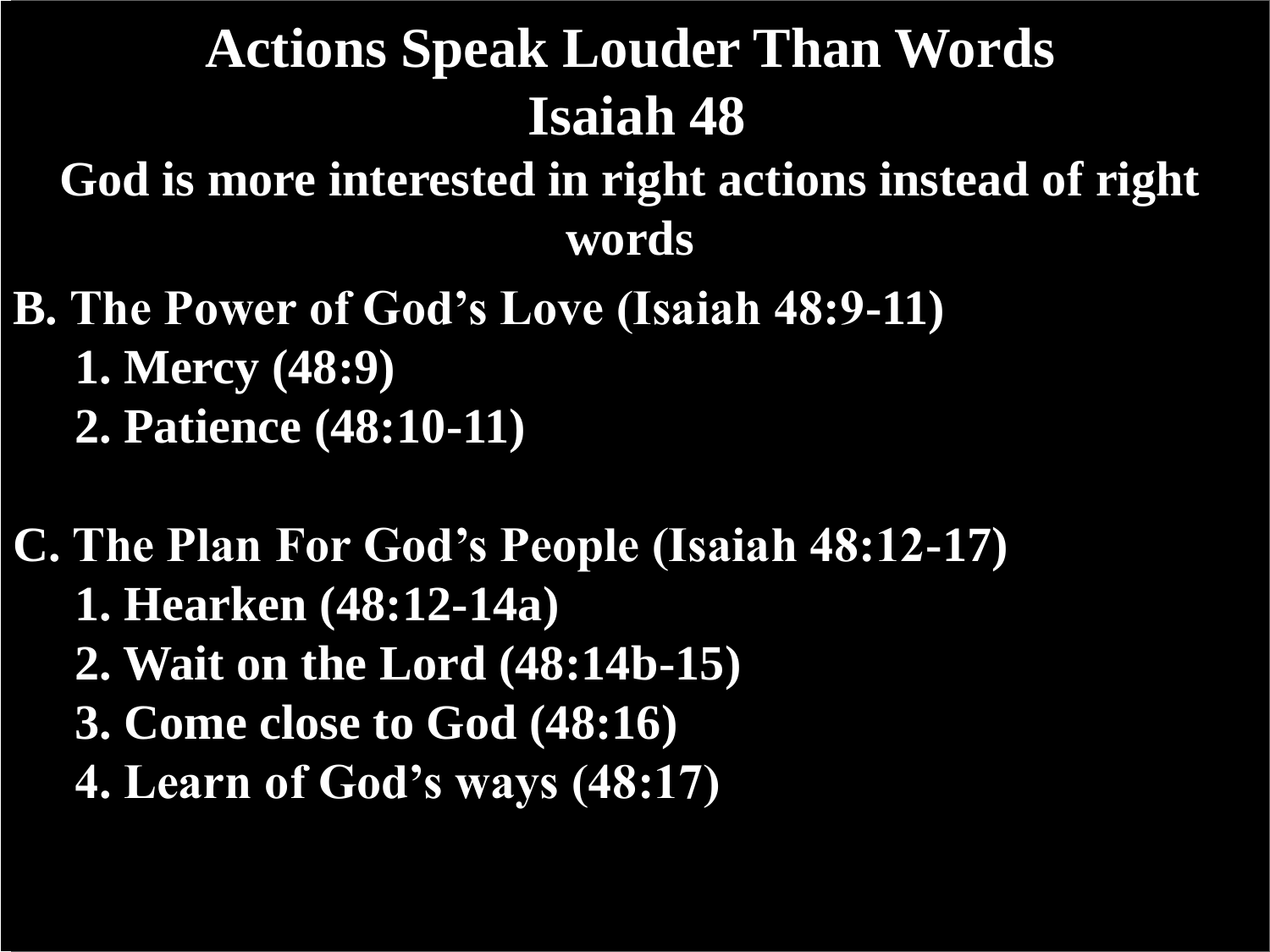# Actions Speak Louder Than Words

## Isaiah 48

### God is more interested in right actions instead of right words

**B. The Power of God's Love (Isaiah 48:9-11)**

1. Mercy (48:9)
2. Patience (48:10-11)

**C. The Plan For God's People (Isaiah 48:12-17)**

1. Hearken (48:12-14a)
2. Wait on the Lord (48:14b-15)
3. Come close to God (48:16)
4. Learn of God's ways (48:17)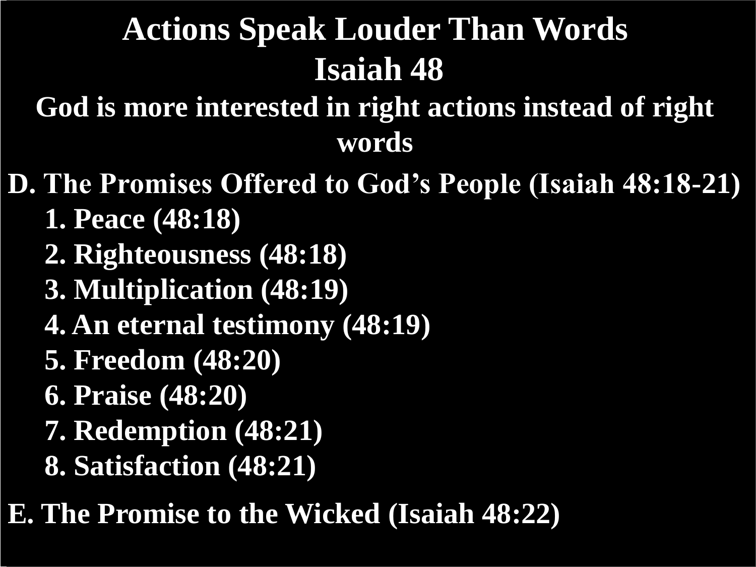# Actions Speak Louder Than Words

## Isaiah 48

### God is more interested in right actions instead of right words

**D. The Promises Offered to God's People (Isaiah 48:18-21)**

1. Peace (48:18)
2. Righteousness (48:18)
3. Multiplication (48:19)
4. An eternal testimony (48:19)
5. Freedom (48:20)
6. Praise (48:20)
7. Redemption (48:21)
8. Satisfaction (48:21)

**E. The Promise to the Wicked (Isaiah 48:22)**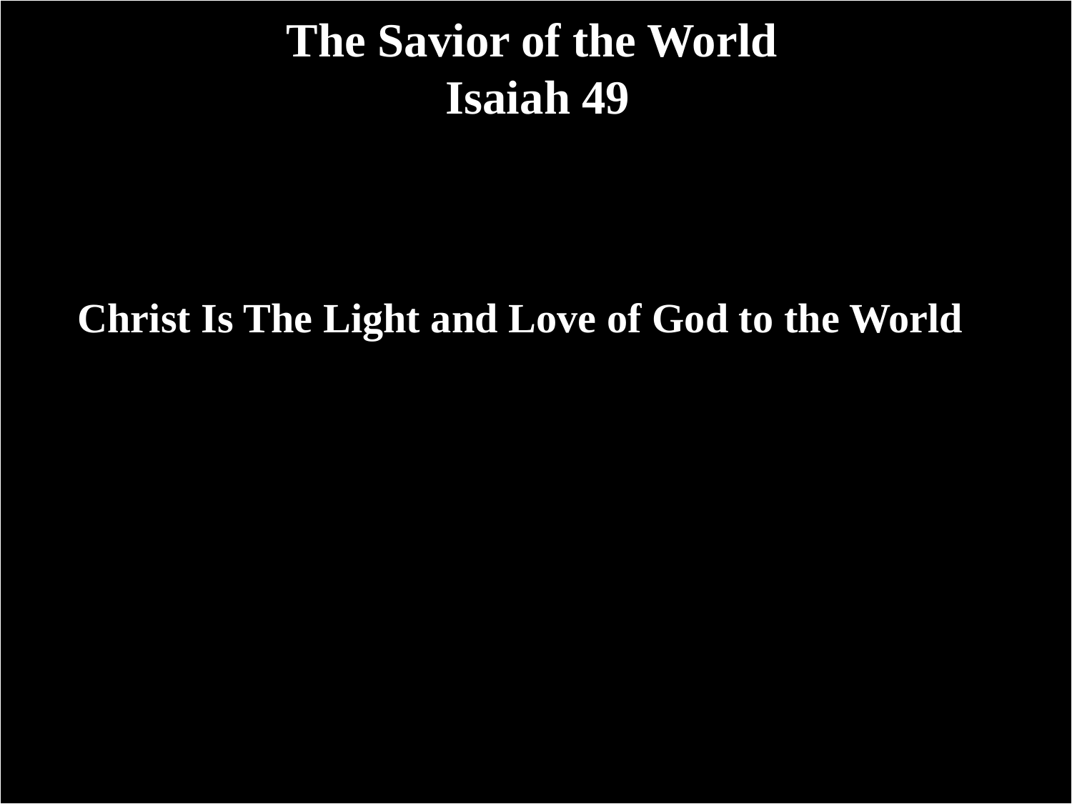# The Savior of the World
# Isaiah 49

**Christ Is The Light and Love of God to the World**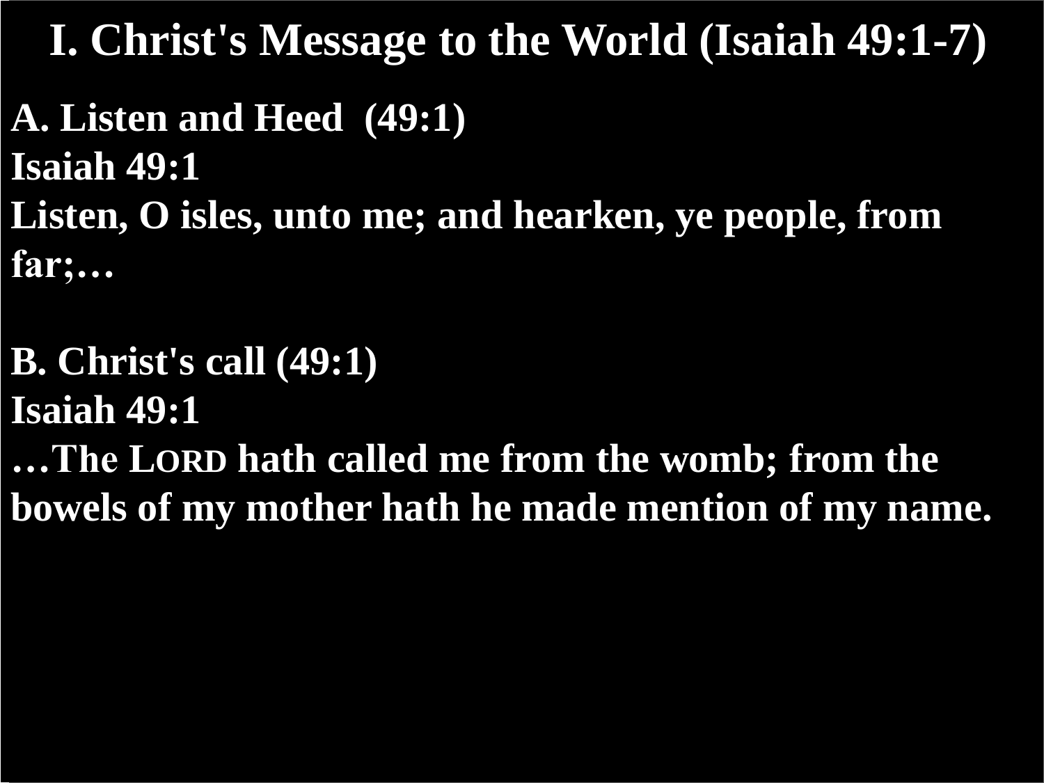# I. Christ's Message to the World (Isaiah 49:1-7)

**A. Listen and Heed (49:1)**

**Isaiah 49:1**

**Listen, O isles, unto me; and hearken, ye people, from far;…**

**B. Christ's call (49:1)**

**Isaiah 49:1**

**…The LORD hath called me from the womb; from the bowels of my mother hath he made mention of my name.**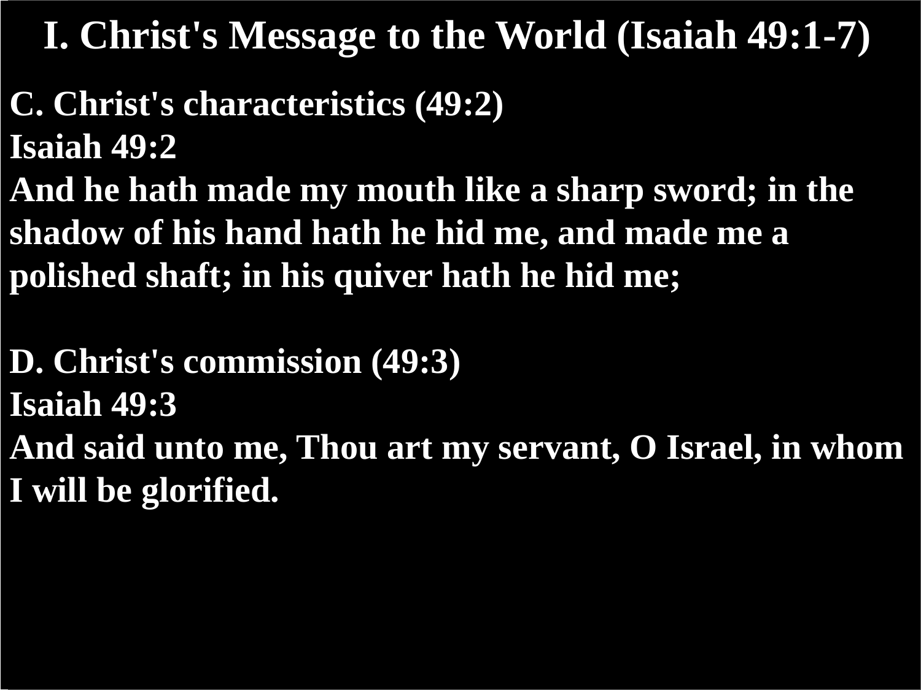# I. Christ's Message to the World (Isaiah 49:1-7)

**C. Christ's characteristics (49:2)**

**Isaiah 49:2**

**And he hath made my mouth like a sharp sword; in the shadow of his hand hath he hid me, and made me a polished shaft; in his quiver hath he hid me;**

**D. Christ's commission (49:3)**

**Isaiah 49:3**

**And said unto me, Thou art my servant, O Israel, in whom I will be glorified.**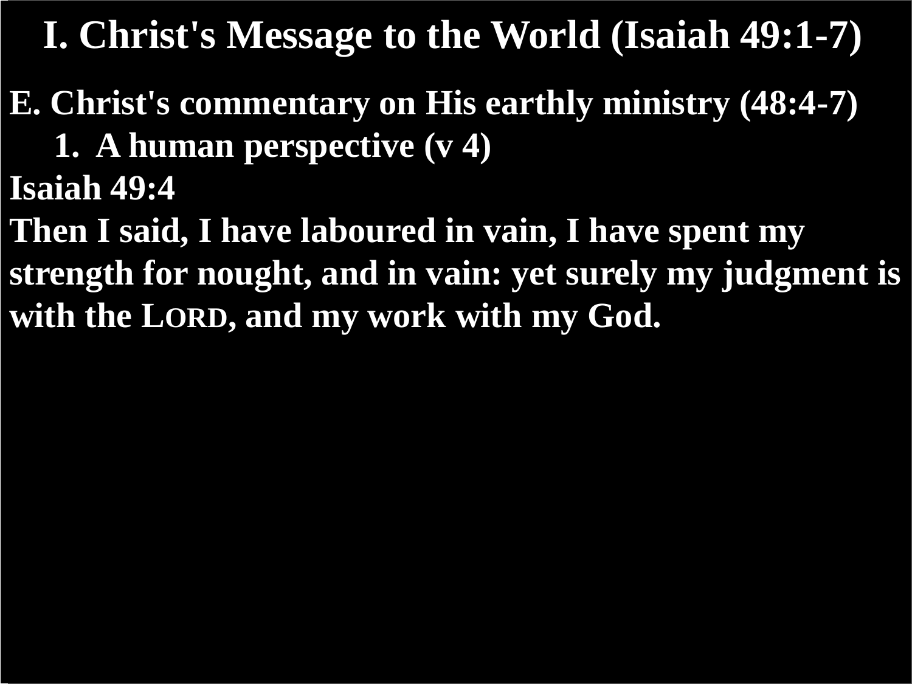# I. Christ's Message to the World (Isaiah 49:1-7)

**E. Christ's commentary on His earthly ministry (48:4-7)**

**1. A human perspective (v 4)**

**Isaiah 49:4**

**Then I said, I have laboured in vain, I have spent my strength for nought, and in vain: yet surely my judgment is with the LORD, and my work with my God.**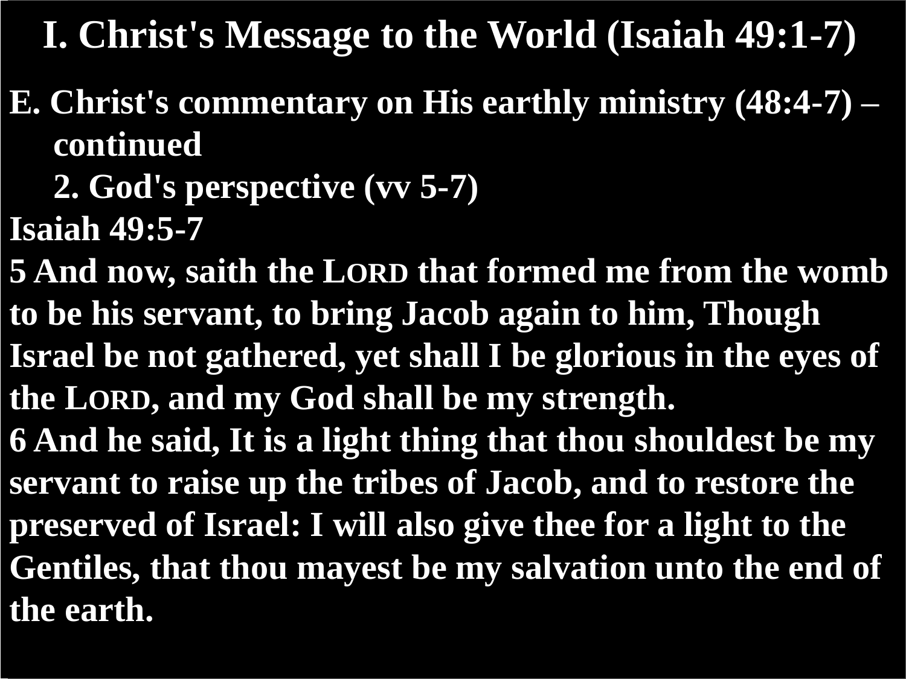# I. Christ's Message to the World (Isaiah 49:1-7)

**E. Christ's commentary on His earthly ministry (48:4-7) – continued**

**2. God's perspective (vv 5-7)**

**Isaiah 49:5-7**

**5 And now, saith the LORD that formed me from the womb to be his servant, to bring Jacob again to him, Though Israel be not gathered, yet shall I be glorious in the eyes of the LORD, and my God shall be my strength.**

**6 And he said, It is a light thing that thou shouldest be my servant to raise up the tribes of Jacob, and to restore the preserved of Israel: I will also give thee for a light to the Gentiles, that thou mayest be my salvation unto the end of the earth.**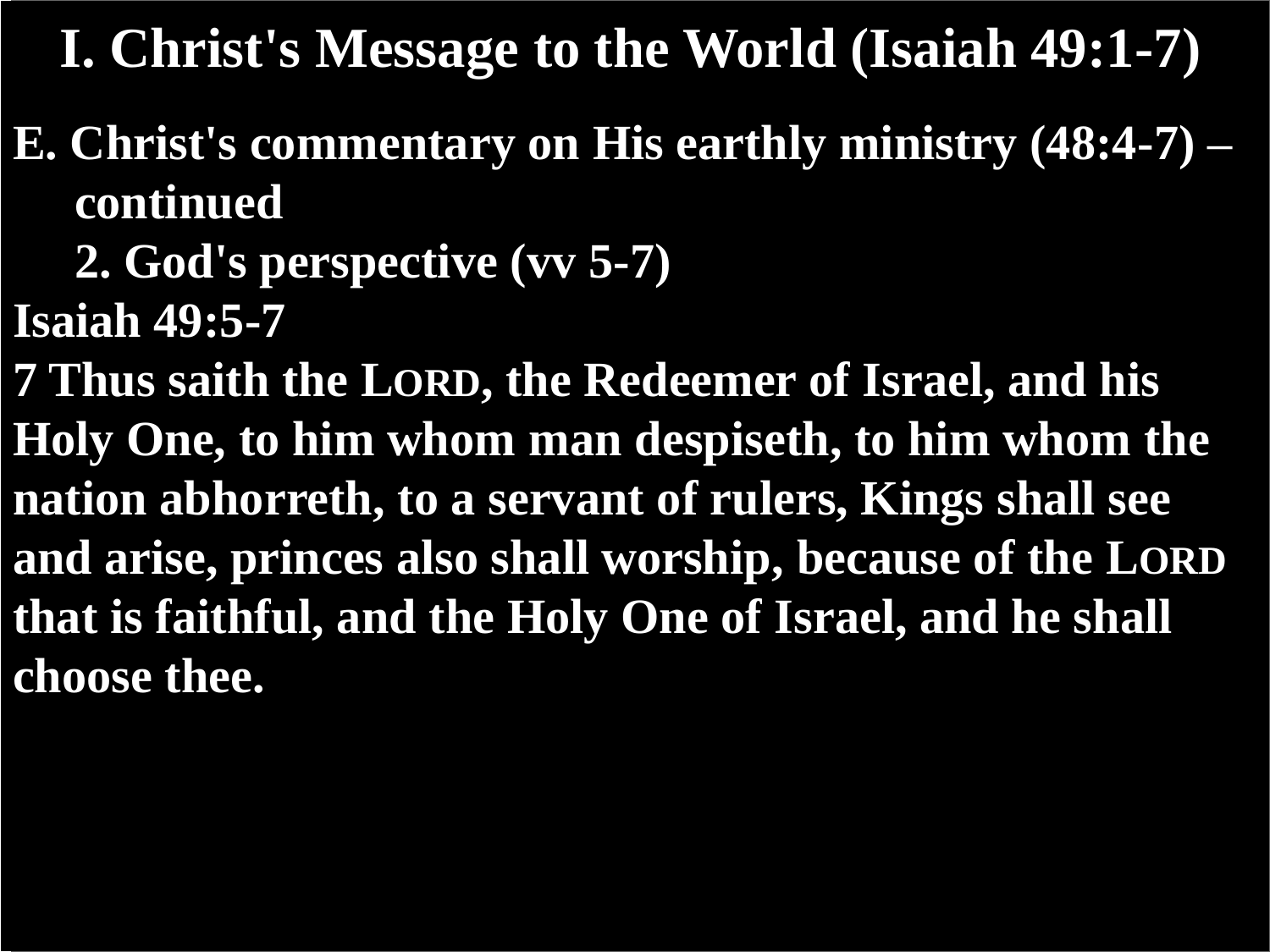# I. Christ's Message to the World (Isaiah 49:1-7)

**E. Christ's commentary on His earthly ministry (48:4-7) – continued**

**2. God's perspective (vv 5-7)**

**Isaiah 49:5-7**

**7 Thus saith the LORD, the Redeemer of Israel, and his Holy One, to him whom man despiseth, to him whom the nation abhorreth, to a servant of rulers, Kings shall see and arise, princes also shall worship, because of the LORD that is faithful, and the Holy One of Israel, and he shall choose thee.**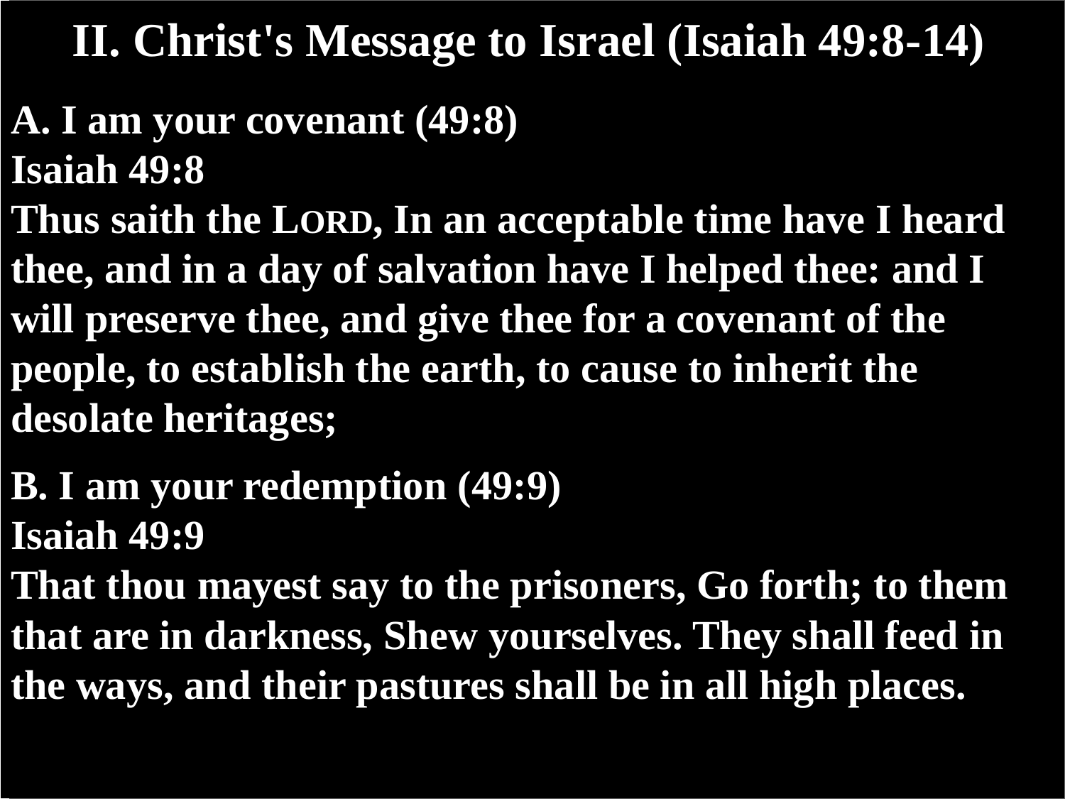# II. Christ's Message to Israel (Isaiah 49:8-14)

**A. I am your covenant (49:8)**

**Isaiah 49:8**

**Thus saith the LORD, In an acceptable time have I heard thee, and in a day of salvation have I helped thee: and I will preserve thee, and give thee for a covenant of the people, to establish the earth, to cause to inherit the desolate heritages;**

**B. I am your redemption (49:9)**

**Isaiah 49:9**

**That thou mayest say to the prisoners, Go forth; to them that are in darkness, Shew yourselves. They shall feed in the ways, and their pastures shall be in all high places.**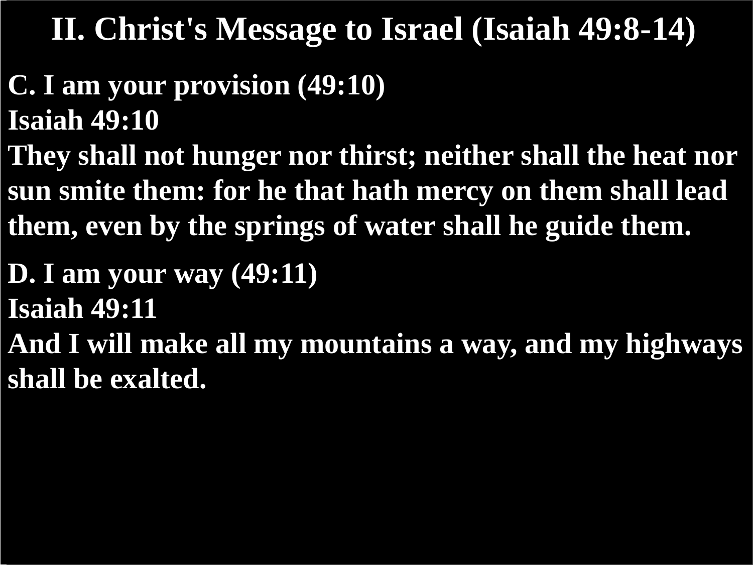# II. Christ's Message to Israel (Isaiah 49:8-14)

**C. I am your provision (49:10)**

**Isaiah 49:10**

**They shall not hunger nor thirst; neither shall the heat nor sun smite them: for he that hath mercy on them shall lead them, even by the springs of water shall he guide them.**

**D. I am your way (49:11)**

**Isaiah 49:11**

**And I will make all my mountains a way, and my highways shall be exalted.**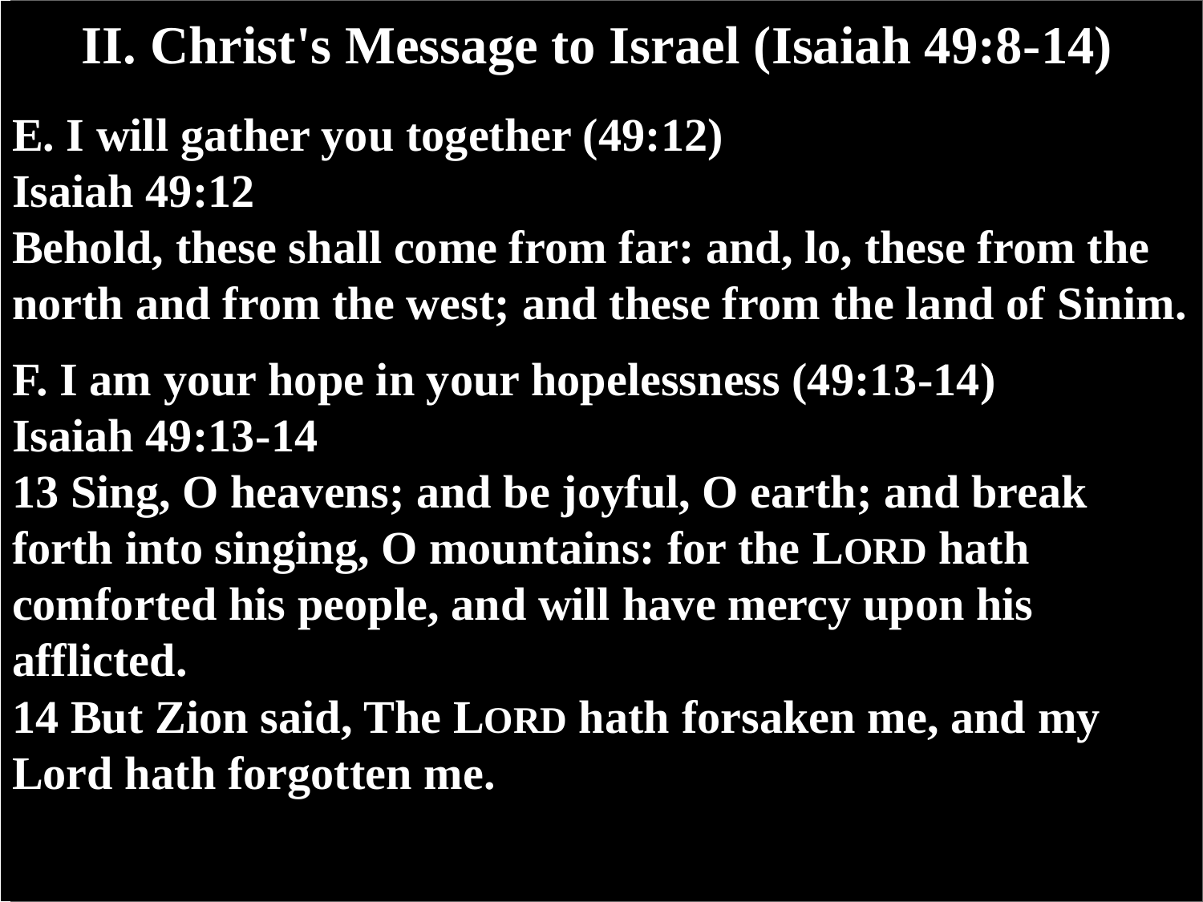# II. Christ's Message to Israel (Isaiah 49:8-14)

**E. I will gather you together (49:12)**

**Isaiah 49:12**

**Behold, these shall come from far: and, lo, these from the north and from the west; and these from the land of Sinim.**

**F. I am your hope in your hopelessness (49:13-14)**

**Isaiah 49:13-14**

**13 Sing, O heavens; and be joyful, O earth; and break forth into singing, O mountains: for the LORD hath comforted his people, and will have mercy upon his afflicted.**

**14 But Zion said, The LORD hath forsaken me, and my Lord hath forgotten me.**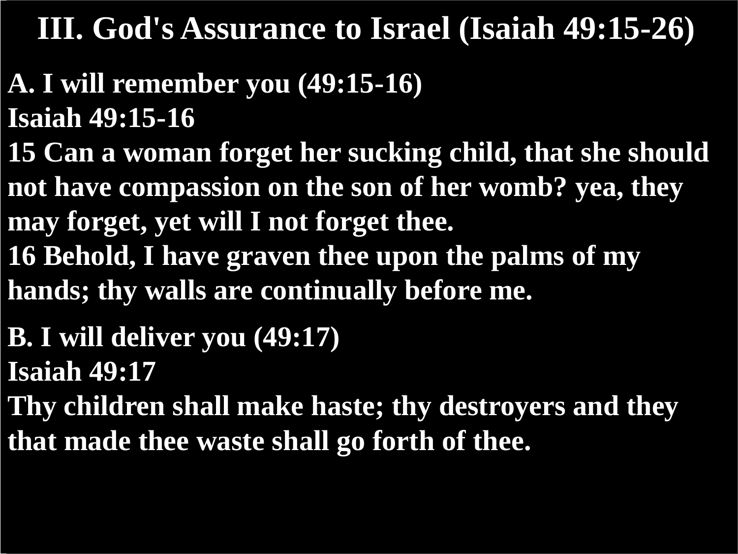# III. God's Assurance to Israel (Isaiah 49:15-26)

**A. I will remember you (49:15-16)**

**Isaiah 49:15-16**

**15 Can a woman forget her sucking child, that she should not have compassion on the son of her womb? yea, they may forget, yet will I not forget thee.**

**16 Behold, I have graven thee upon the palms of my hands; thy walls are continually before me.**

**B. I will deliver you (49:17)**

**Isaiah 49:17**

**Thy children shall make haste; thy destroyers and they that made thee waste shall go forth of thee.**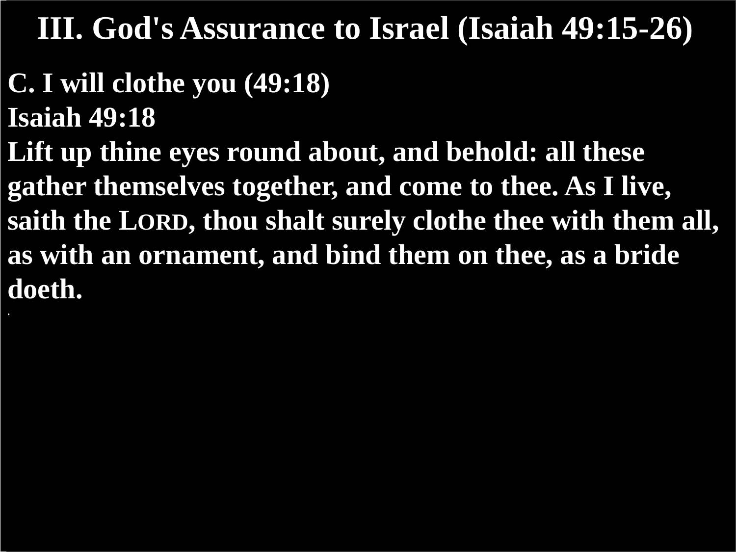# III. God's Assurance to Israel (Isaiah 49:15-26)

**C. I will clothe you (49:18)**

**Isaiah 49:18**

**Lift up thine eyes round about, and behold: all these gather themselves together, and come to thee. As I live, saith the LORD, thou shalt surely clothe thee with them all, as with an ornament, and bind them on thee, as a bride doeth.**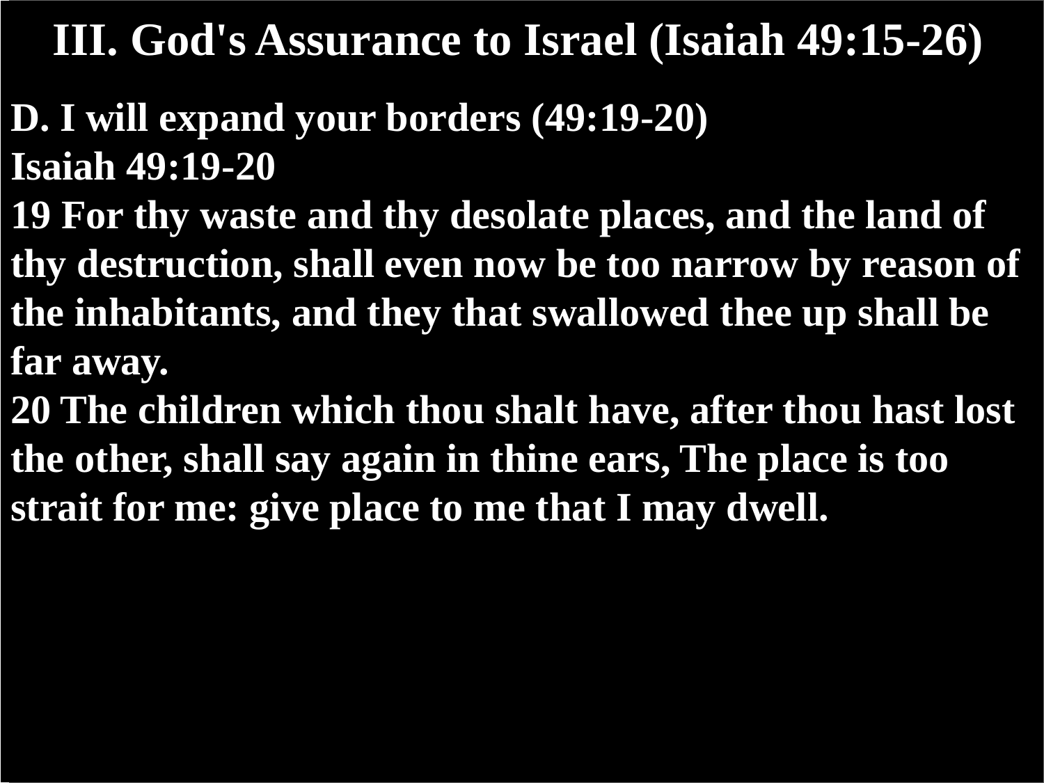# III. God's Assurance to Israel (Isaiah 49:15-26)

**D. I will expand your borders (49:19-20)**

**Isaiah 49:19-20**

**19 For thy waste and thy desolate places, and the land of thy destruction, shall even now be too narrow by reason of the inhabitants, and they that swallowed thee up shall be far away.**

**20 The children which thou shalt have, after thou hast lost the other, shall say again in thine ears, The place is too strait for me: give place to me that I may dwell.**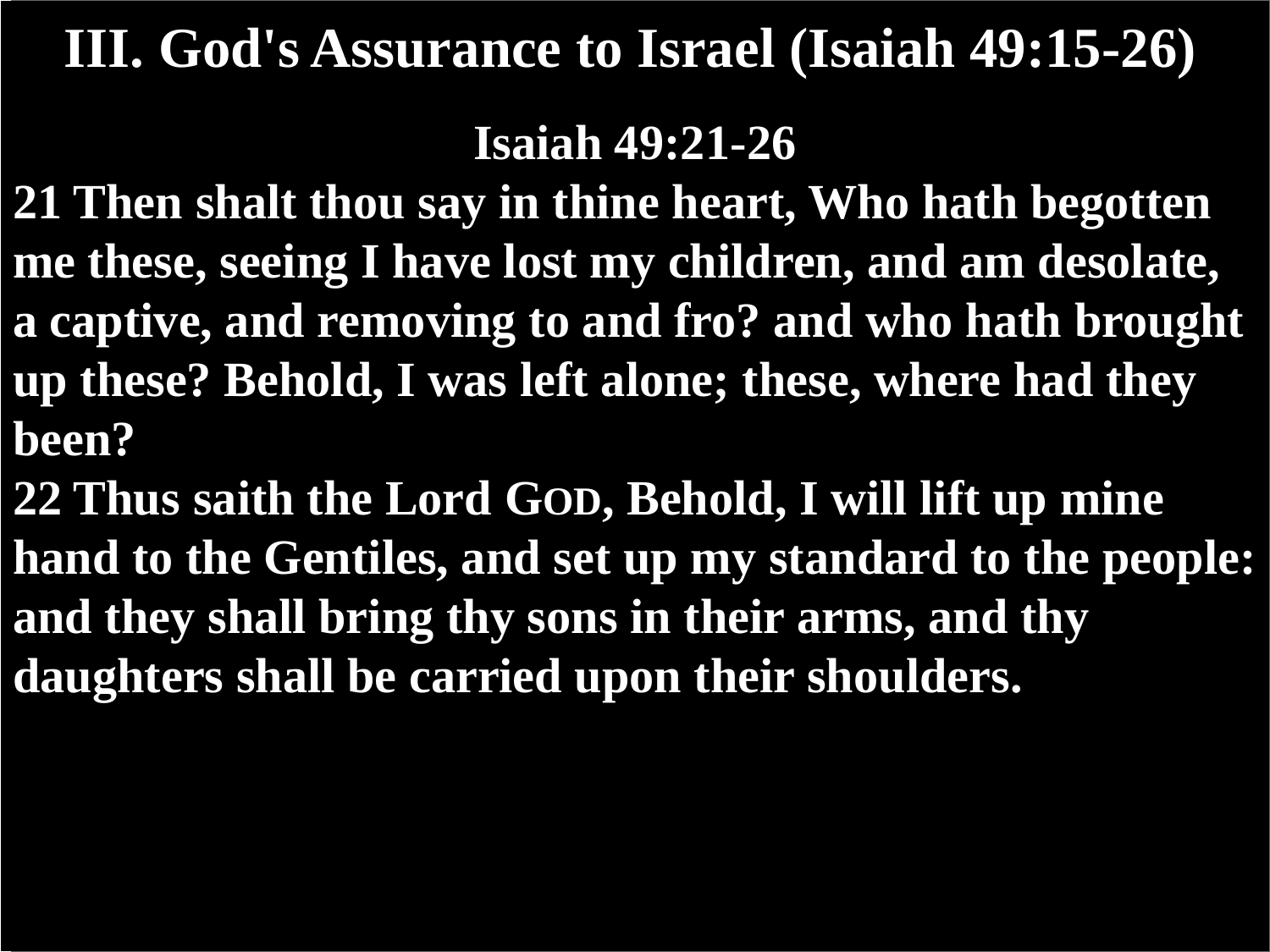# III. God's Assurance to Israel (Isaiah 49:15-26)

**Isaiah 49:21-26**

**21 Then shalt thou say in thine heart, Who hath begotten me these, seeing I have lost my children, and am desolate, a captive, and removing to and fro? and who hath brought up these? Behold, I was left alone; these, where had they been?**

**22 Thus saith the Lord GOD, Behold, I will lift up mine hand to the Gentiles, and set up my standard to the people: and they shall bring thy sons in their arms, and thy daughters shall be carried upon their shoulders.**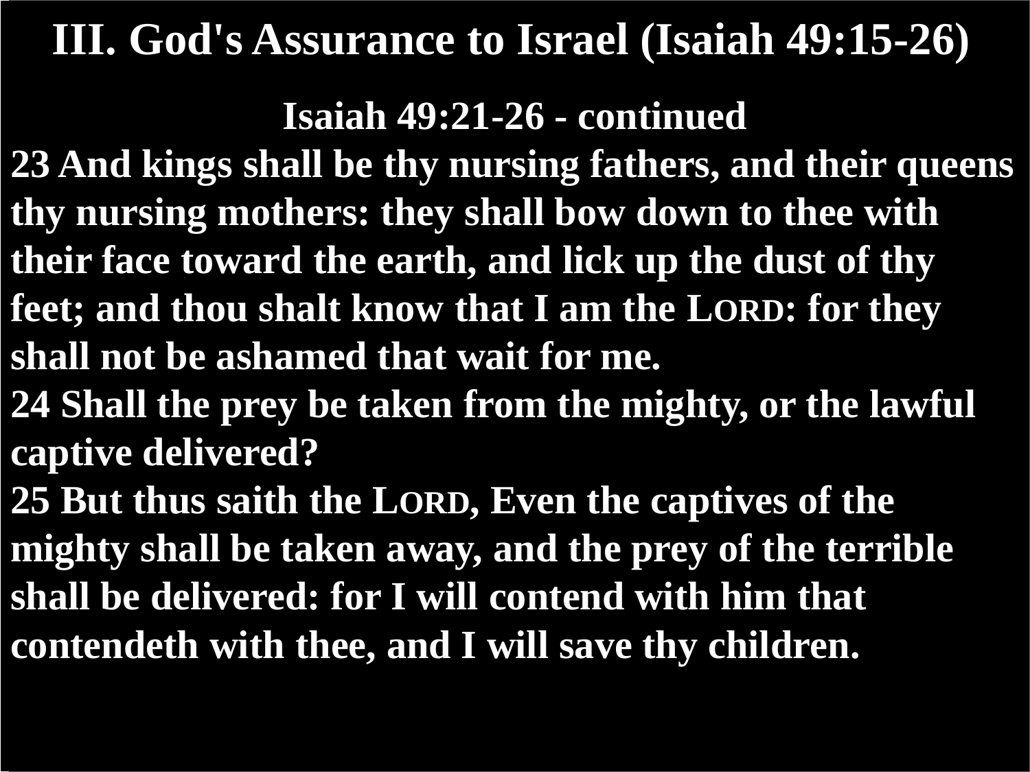# III. God's Assurance to Israel (Isaiah 49:15-26)

**Isaiah 49:21-26 - continued**

**23 And kings shall be thy nursing fathers, and their queens thy nursing mothers: they shall bow down to thee with their face toward the earth, and lick up the dust of thy feet; and thou shalt know that I am the LORD: for they shall not be ashamed that wait for me.**

**24 Shall the prey be taken from the mighty, or the lawful captive delivered?**

**25 But thus saith the LORD, Even the captives of the mighty shall be taken away, and the prey of the terrible shall be delivered: for I will contend with him that contendeth with thee, and I will save thy children.**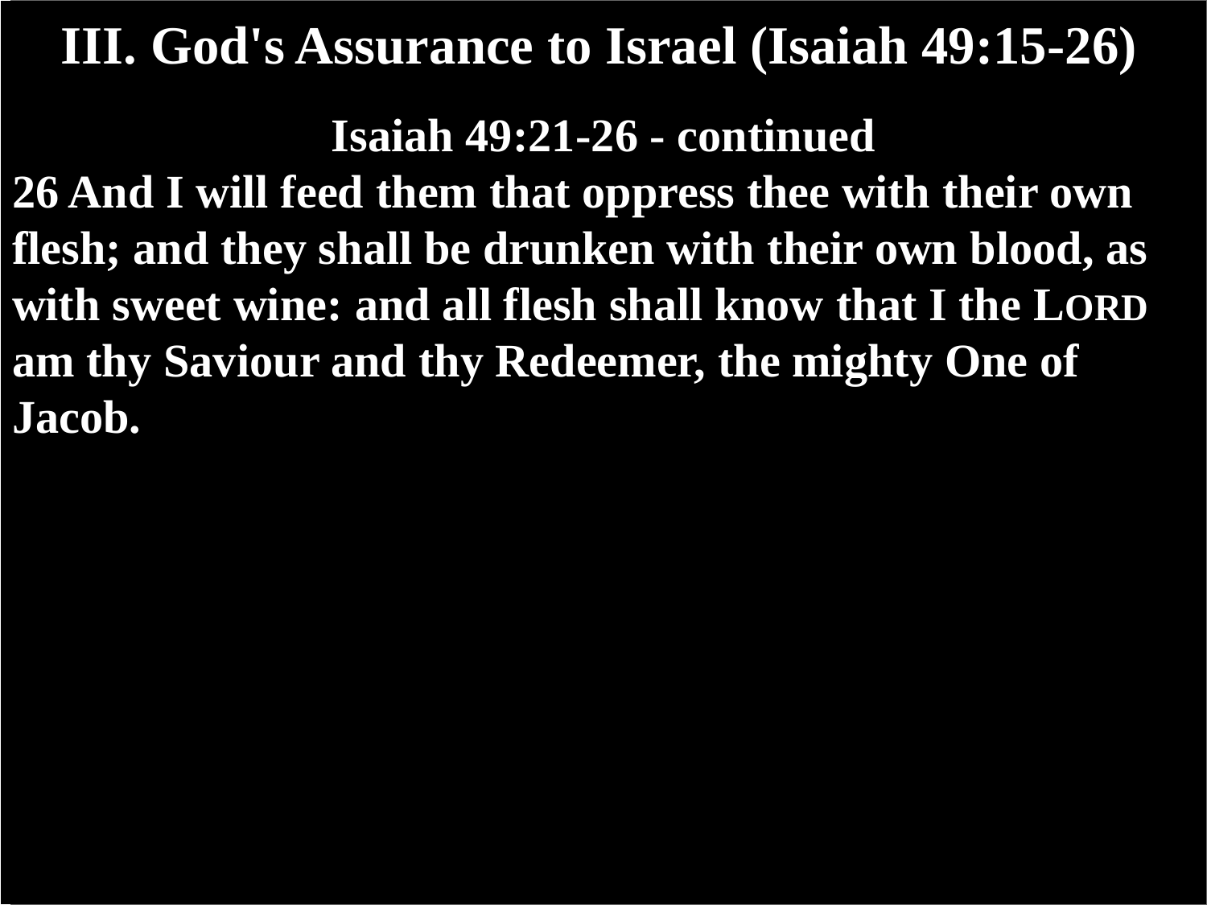# III. God's Assurance to Israel (Isaiah 49:15-26)

**Isaiah 49:21-26 - continued**

**26 And I will feed them that oppress thee with their own flesh; and they shall be drunken with their own blood, as with sweet wine: and all flesh shall know that I the LORD am thy Saviour and thy Redeemer, the mighty One of Jacob.**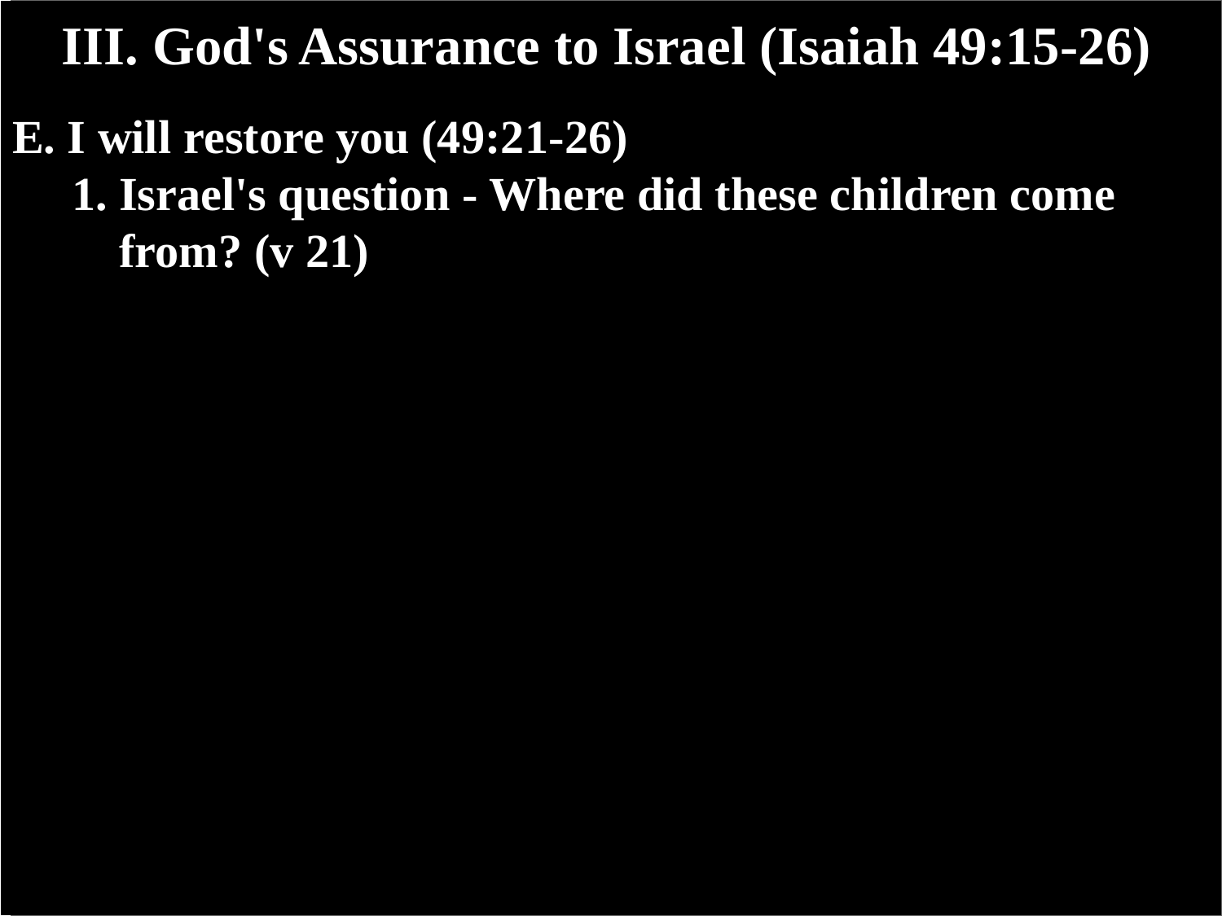# III. God's Assurance to Israel (Isaiah 49:15-26)

**E. I will restore you (49:21-26)**

1. **Israel's question - Where did these children come from? (v 21)**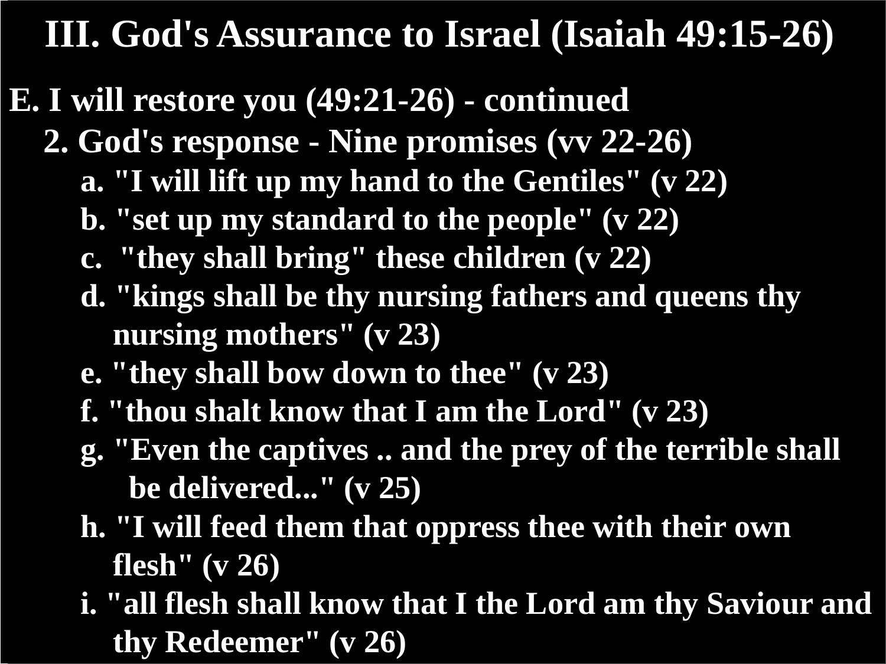# III. God's Assurance to Israel (Isaiah 49:15-26)

**E. I will restore you (49:21-26) - continued**

**2. God's response - Nine promises (vv 22-26)**

- **a. "I will lift up my hand to the Gentiles" (v 22)**
- **b. "set up my standard to the people" (v 22)**
- **c. "they shall bring" these children (v 22)**
- **d. "kings shall be thy nursing fathers and queens thy nursing mothers" (v 23)**
- **e. "they shall bow down to thee" (v 23)**
- **f. "thou shalt know that I am the Lord" (v 23)**
- **g. "Even the captives .. and the prey of the terrible shall be delivered..." (v 25)**
- **h. "I will feed them that oppress thee with their own flesh" (v 26)**
- **i. "all flesh shall know that I the Lord am thy Saviour and thy Redeemer" (v 26)**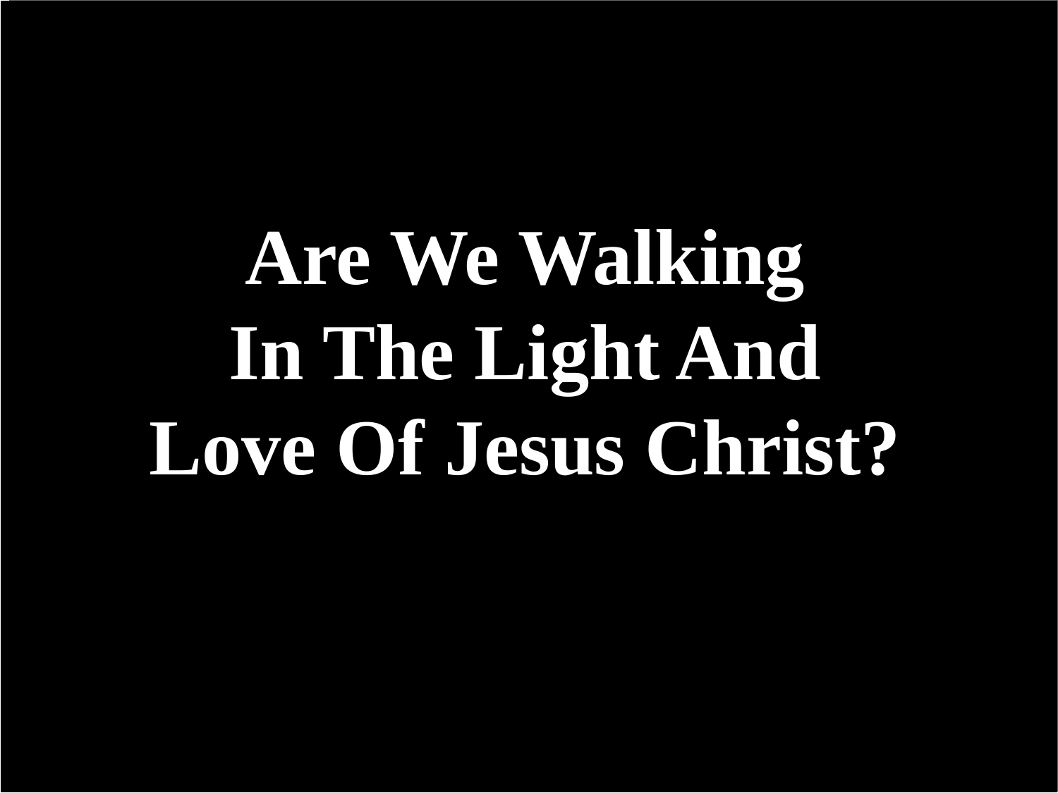# Are We Walking In The Light And Love Of Jesus Christ?